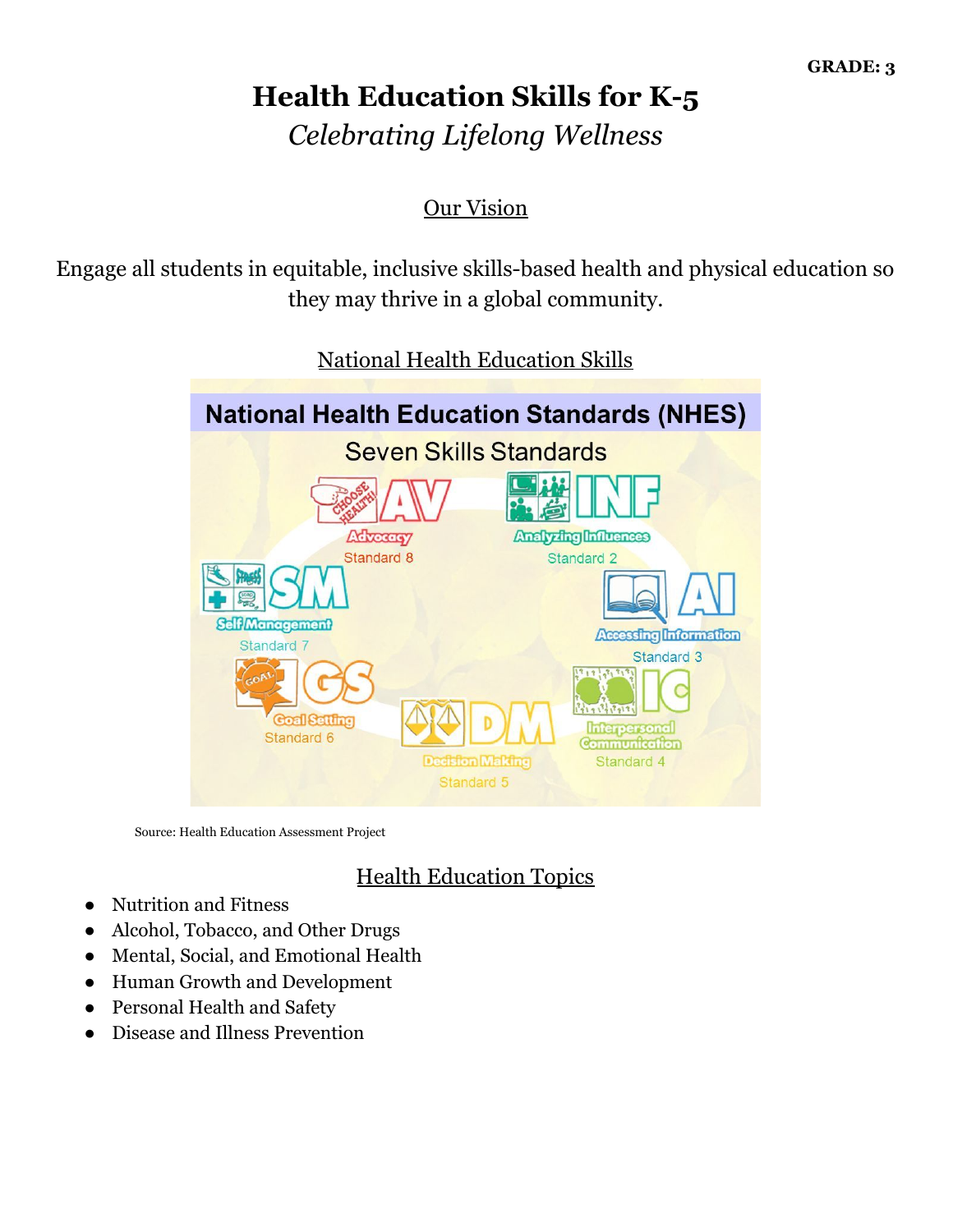**GRADE: 3**

# Health Education Skills for K-5

*Celebrating Lifelong Wellness*

## Our Vision

Engage all students in equitable, inclusive skills-based health and physical education so they may thrive in a global community.

## National Health Education Skills

National Health Education Standards (NHES)

Seven Skills Standards

AV
Advocacy
Standard 8

INF
Analyzing Influences
Standard 2

SM
Self Management
Standard 7

AI
Accessing Information
Standard 3

GS
Goal Setting
Standard 6

DM
Decision Making
Standard 5

IC
Interpersonal Communication
Standard 4

Source: Health Education Assessment Project

## Health Education Topics

- Nutrition and Fitness
- Alcohol, Tobacco, and Other Drugs
- Mental, Social, and Emotional Health
- Human Growth and Development
- Personal Health and Safety
- Disease and Illness Prevention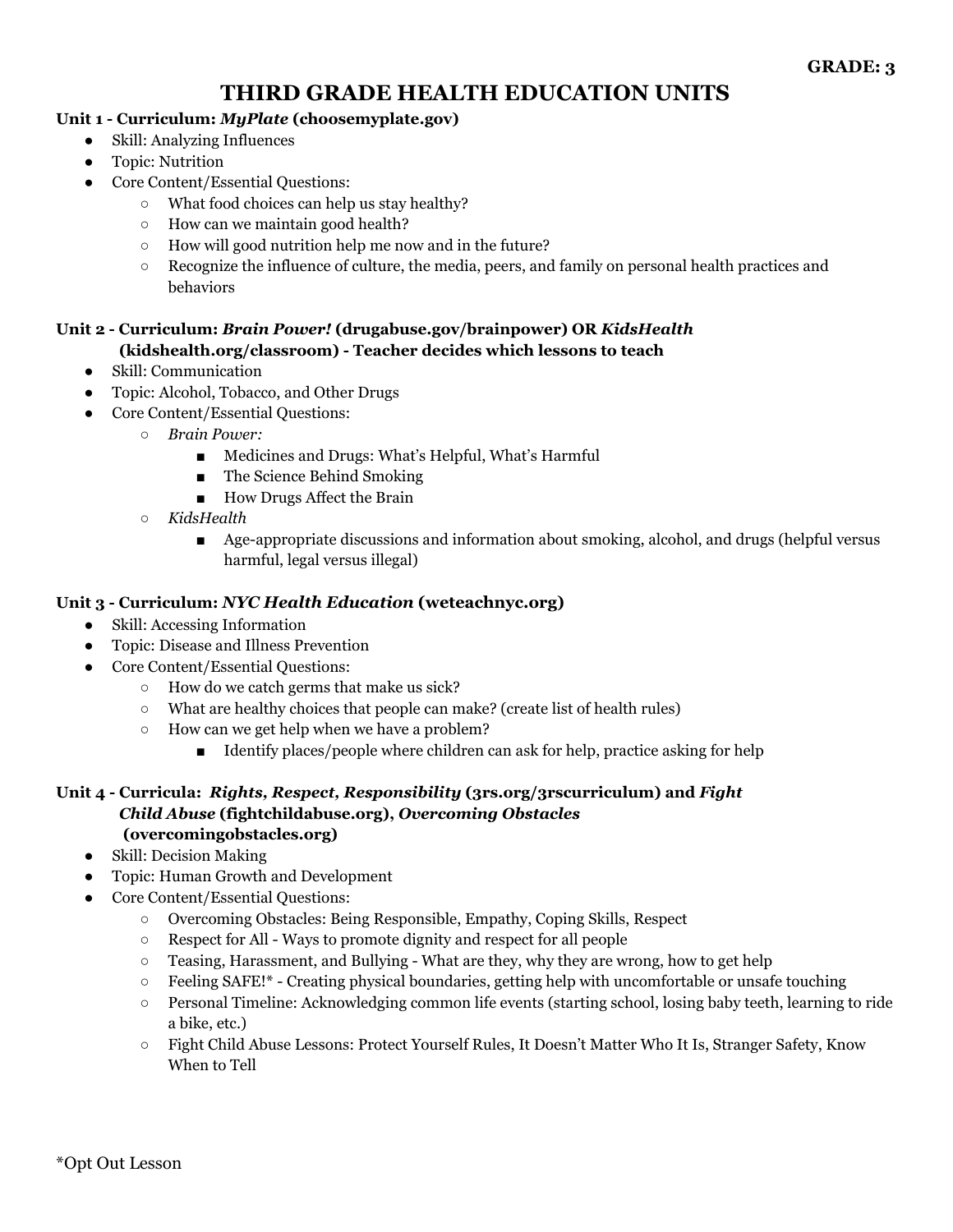**GRADE: 3**

# THIRD GRADE HEALTH EDUCATION UNITS

**Unit 1 - Curriculum: *MyPlate* (choosemyplate.gov)**

- Skill: Analyzing Influences
- Topic: Nutrition
- Core Content/Essential Questions:
  - What food choices can help us stay healthy?
  - How can we maintain good health?
  - How will good nutrition help me now and in the future?
  - Recognize the influence of culture, the media, peers, and family on personal health practices and behaviors

**Unit 2 - Curriculum: *Brain Power!* (drugabuse.gov/brainpower) OR *KidsHealth* (kidshealth.org/classroom) - Teacher decides which lessons to teach**

- Skill: Communication
- Topic: Alcohol, Tobacco, and Other Drugs
- Core Content/Essential Questions:
  - *Brain Power:*
    - Medicines and Drugs: What's Helpful, What's Harmful
    - The Science Behind Smoking
    - How Drugs Affect the Brain
  - *KidsHealth*
    - Age-appropriate discussions and information about smoking, alcohol, and drugs (helpful versus harmful, legal versus illegal)

**Unit 3 - Curriculum: *NYC Health Education* (weteachnyc.org)**

- Skill: Accessing Information
- Topic: Disease and Illness Prevention
- Core Content/Essential Questions:
  - How do we catch germs that make us sick?
  - What are healthy choices that people can make? (create list of health rules)
  - How can we get help when we have a problem?
    - Identify places/people where children can ask for help, practice asking for help

**Unit 4 - Curricula: *Rights, Respect, Responsibility* (3rs.org/3rscurriculum) and *Fight Child Abuse* (fightchildabuse.org), *Overcoming Obstacles* (overcomingobstacles.org)**

- Skill: Decision Making
- Topic: Human Growth and Development
- Core Content/Essential Questions:
  - Overcoming Obstacles: Being Responsible, Empathy, Coping Skills, Respect
  - Respect for All - Ways to promote dignity and respect for all people
  - Teasing, Harassment, and Bullying - What are they, why they are wrong, how to get help
  - Feeling SAFE!* - Creating physical boundaries, getting help with uncomfortable or unsafe touching
  - Personal Timeline: Acknowledging common life events (starting school, losing baby teeth, learning to ride a bike, etc.)
  - Fight Child Abuse Lessons: Protect Yourself Rules, It Doesn't Matter Who It Is, Stranger Safety, Know When to Tell

*Opt Out Lesson